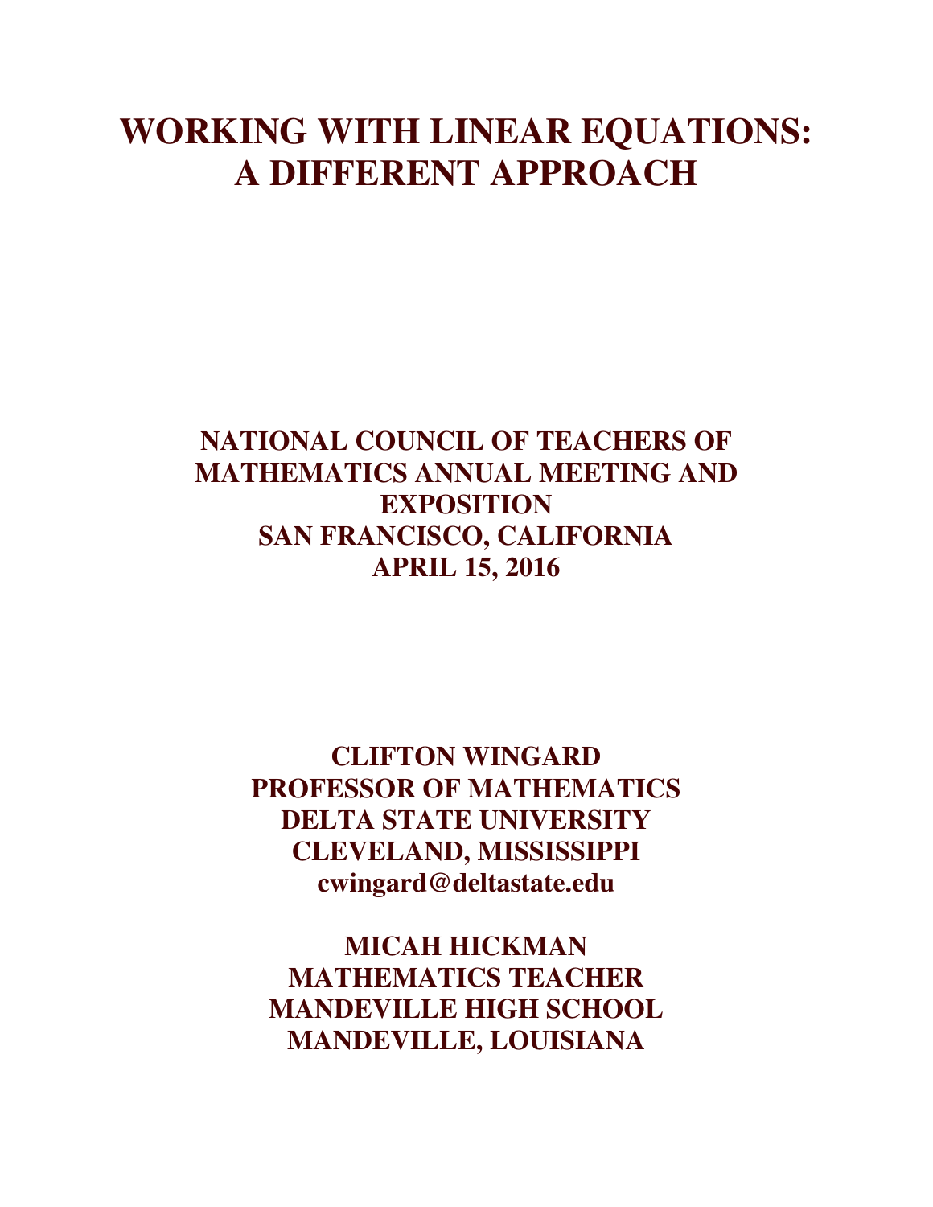# WORKING WITH LINEAR EQUATIONS: A DIFFERENT APPROACH

**NATIONAL COUNCIL OF TEACHERS OF MATHEMATICS ANNUAL MEETING AND EXPOSITION**
**SAN FRANCISCO, CALIFORNIA**
**APRIL 15, 2016**

**CLIFTON WINGARD**
**PROFESSOR OF MATHEMATICS**
**DELTA STATE UNIVERSITY**
**CLEVELAND, MISSISSIPPI**
**cwingard@deltastate.edu**

**MICAH HICKMAN**
**MATHEMATICS TEACHER**
**MANDEVILLE HIGH SCHOOL**
**MANDEVILLE, LOUISIANA**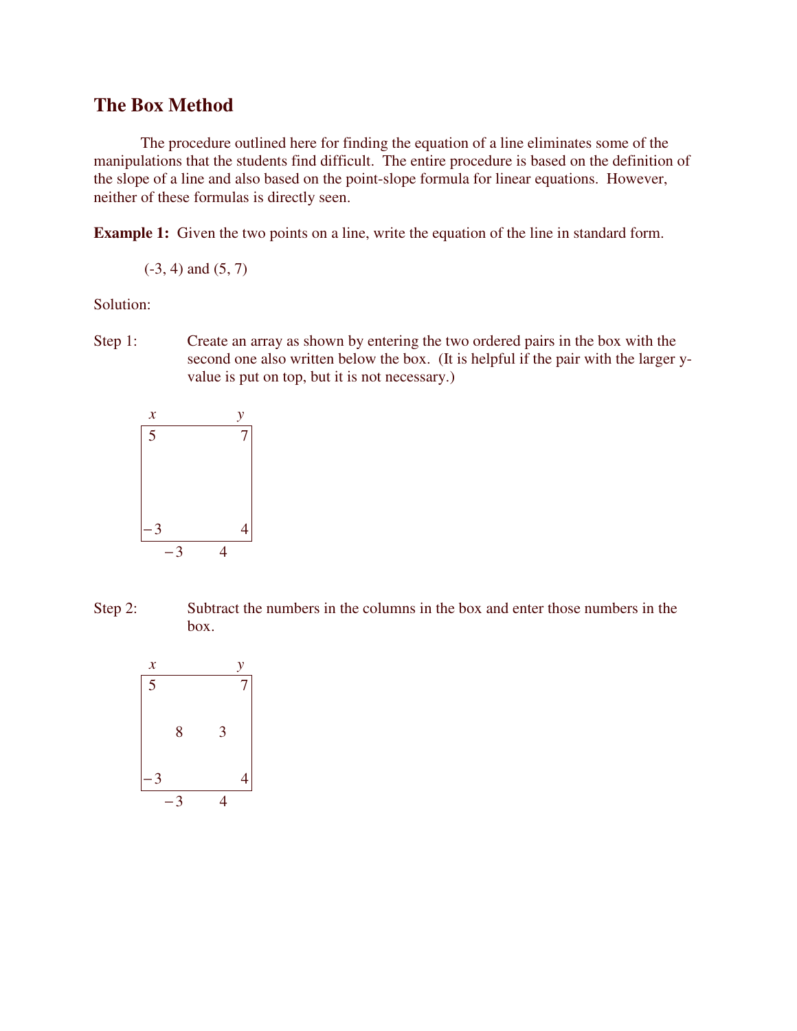## The Box Method

The procedure outlined here for finding the equation of a line eliminates some of the manipulations that the students find difficult. The entire procedure is based on the definition of the slope of a line and also based on the point-slope formula for linear equations. However, neither of these formulas is directly seen.

**Example 1:** Given the two points on a line, write the equation of the line in standard form.

(-3, 4) and (5, 7)

Solution:

Step 1: Create an array as shown by entering the two ordered pairs in the box with the second one also written below the box. (It is helpful if the pair with the larger y-value is put on top, but it is not necessary.)

| *x* | | | *y* |
|---|---|---|---|
| 5 | | | 7 |
| | | | |
| $-3$ | | | 4 |
| | $-3$ | 4 | |

Step 2: Subtract the numbers in the columns in the box and enter those numbers in the box.

| *x* | | | *y* |
|---|---|---|---|
| 5 | | | 7 |
| | 8 | 3 | |
| $-3$ | | | 4 |
| | $-3$ | 4 | |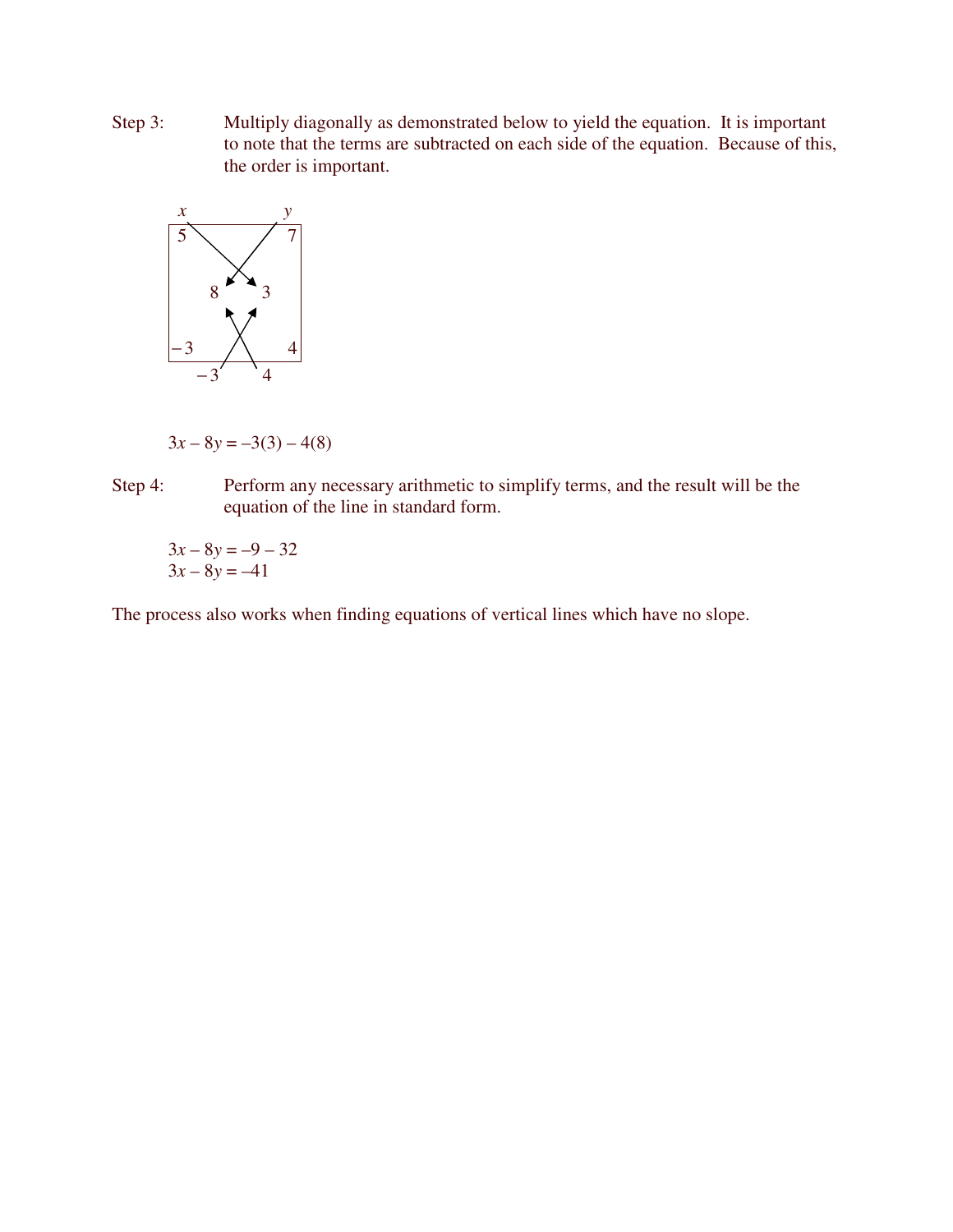Step 3: Multiply diagonally as demonstrated below to yield the equation. It is important to note that the terms are subtracted on each side of the equation. Because of this, the order is important.

| $x$ | $y$ |
|---|---|
| 5 | 7 |
| 8 | 3 |
| −3 | 4 |
| −3 | 4 |

$3x - 8y = -3(3) - 4(8)$

Step 4: Perform any necessary arithmetic to simplify terms, and the result will be the equation of the line in standard form.

$3x - 8y = -9 - 32$
$3x - 8y = -41$

The process also works when finding equations of vertical lines which have no slope.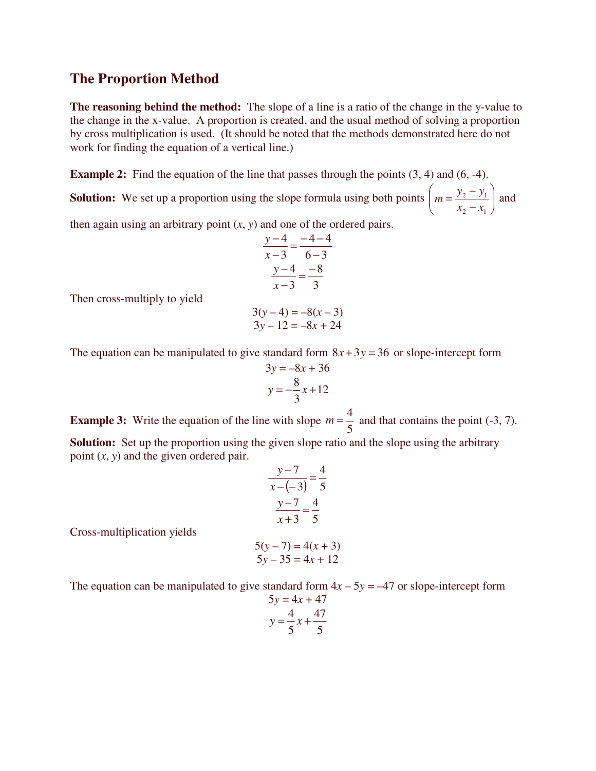## The Proportion Method

**The reasoning behind the method:** The slope of a line is a ratio of the change in the y-value to the change in the x-value. A proportion is created, and the usual method of solving a proportion by cross multiplication is used. (It should be noted that the methods demonstrated here do not work for finding the equation of a vertical line.)

**Example 2:** Find the equation of the line that passes through the points (3, 4) and (6, -4).

**Solution:** We set up a proportion using the slope formula using both points $\left(m = \dfrac{y_2 - y_1}{x_2 - x_1}\right)$ and then again using an arbitrary point ($x$, $y$) and one of the ordered pairs.

$$\frac{y-4}{x-3} = \frac{-4-4}{6-3}$$

$$\frac{y-4}{x-3} = \frac{-8}{3}$$

Then cross-multiply to yield

$$3(y - 4) = -8(x - 3)$$

$$3y - 12 = -8x + 24$$

The equation can be manipulated to give standard form $8x + 3y = 36$ or slope-intercept form

$$3y = -8x + 36$$

$$y = -\frac{8}{3}x + 12$$

**Example 3:** Write the equation of the line with slope $m = \dfrac{4}{5}$ and that contains the point (-3, 7).

**Solution:** Set up the proportion using the given slope ratio and the slope using the arbitrary point ($x$, $y$) and the given ordered pair.

$$\frac{y-7}{x-(-3)} = \frac{4}{5}$$

$$\frac{y-7}{x+3} = \frac{4}{5}$$

Cross-multiplication yields

$$5(y - 7) = 4(x + 3)$$

$$5y - 35 = 4x + 12$$

The equation can be manipulated to give standard form $4x - 5y = -47$ or slope-intercept form

$$5y = 4x + 47$$

$$y = \frac{4}{5}x + \frac{47}{5}$$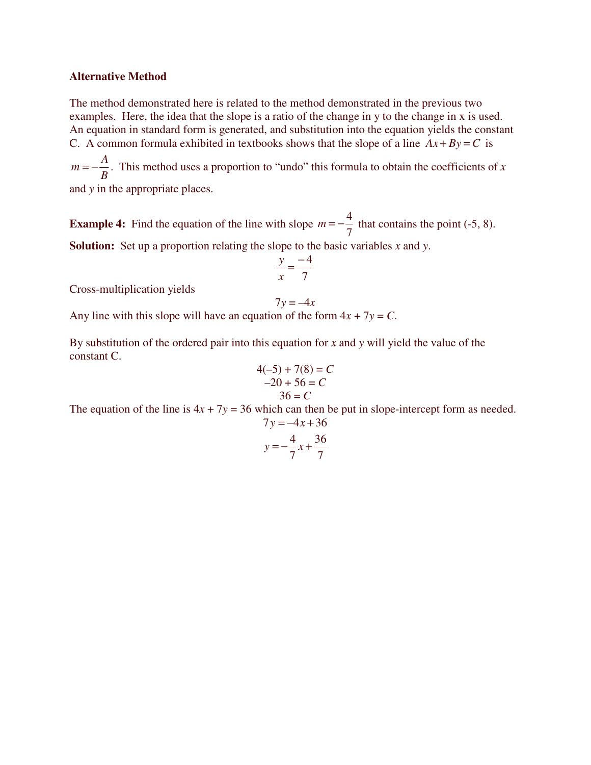## Alternative Method

The method demonstrated here is related to the method demonstrated in the previous two examples. Here, the idea that the slope is a ratio of the change in y to the change in x is used. An equation in standard form is generated, and substitution into the equation yields the constant C. A common formula exhibited in textbooks shows that the slope of a line $Ax + By = C$ is $m = -\frac{A}{B}$. This method uses a proportion to "undo" this formula to obtain the coefficients of $x$ and $y$ in the appropriate places.

**Example 4:** Find the equation of the line with slope $m = -\frac{4}{7}$ that contains the point (-5, 8).

**Solution:** Set up a proportion relating the slope to the basic variables $x$ and $y$.

$$\frac{y}{x} = \frac{-4}{7}$$

Cross-multiplication yields

$$7y = -4x$$

Any line with this slope will have an equation of the form $4x + 7y = C$.

By substitution of the ordered pair into this equation for $x$ and $y$ will yield the value of the constant C.

$$4(-5) + 7(8) = C$$
$$-20 + 56 = C$$
$$36 = C$$

The equation of the line is $4x + 7y = 36$ which can then be put in slope-intercept form as needed.

$$7y = -4x + 36$$
$$y = -\frac{4}{7}x + \frac{36}{7}$$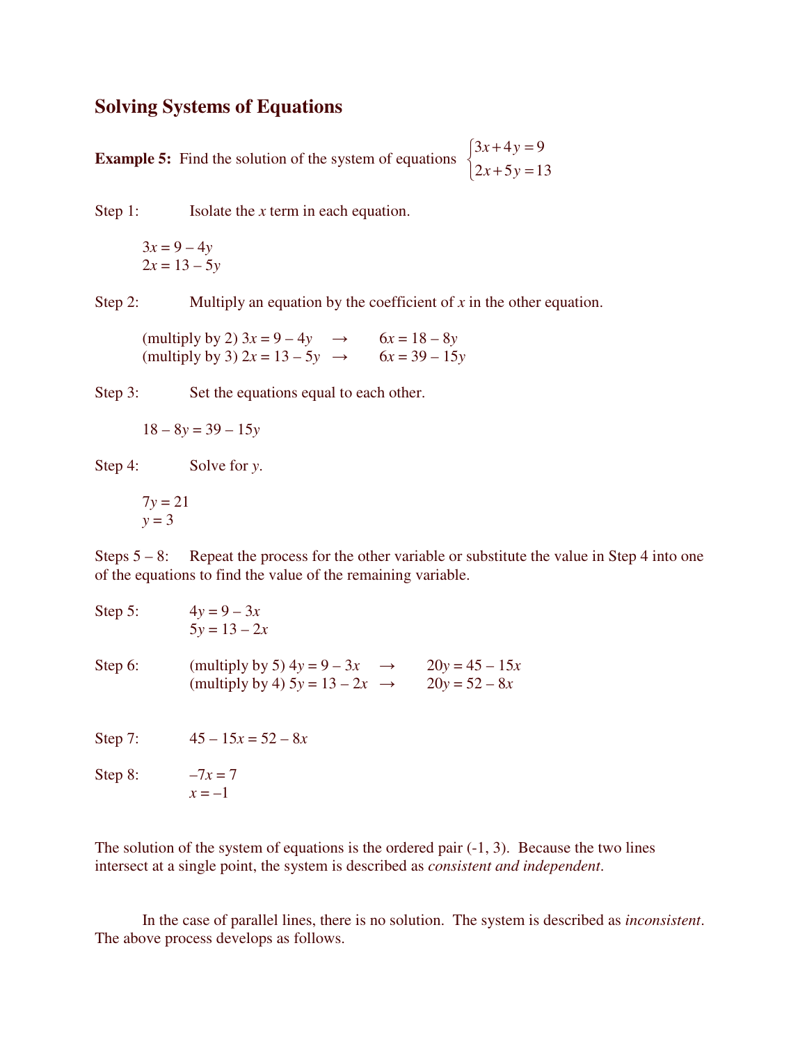## Solving Systems of Equations

**Example 5:** Find the solution of the system of equations $\begin{cases} 3x + 4y = 9 \\ 2x + 5y = 13 \end{cases}$

Step 1: Isolate the $x$ term in each equation.

$3x = 9 - 4y$
$2x = 13 - 5y$

Step 2: Multiply an equation by the coefficient of $x$ in the other equation.

(multiply by 2) $3x = 9 - 4y \quad \rightarrow \quad 6x = 18 - 8y$
(multiply by 3) $2x = 13 - 5y \quad \rightarrow \quad 6x = 39 - 15y$

Step 3: Set the equations equal to each other.

$18 - 8y = 39 - 15y$

Step 4: Solve for $y$.

$7y = 21$
$y = 3$

Steps 5 – 8: Repeat the process for the other variable or substitute the value in Step 4 into one of the equations to find the value of the remaining variable.

Step 5: $4y = 9 - 3x$
$5y = 13 - 2x$

Step 6: (multiply by 5) $4y = 9 - 3x \quad \rightarrow \quad 20y = 45 - 15x$
(multiply by 4) $5y = 13 - 2x \quad \rightarrow \quad 20y = 52 - 8x$

Step 7: $45 - 15x = 52 - 8x$

Step 8: $-7x = 7$
$x = -1$

The solution of the system of equations is the ordered pair (-1, 3). Because the two lines intersect at a single point, the system is described as *consistent and independent*.

In the case of parallel lines, there is no solution. The system is described as *inconsistent*. The above process develops as follows.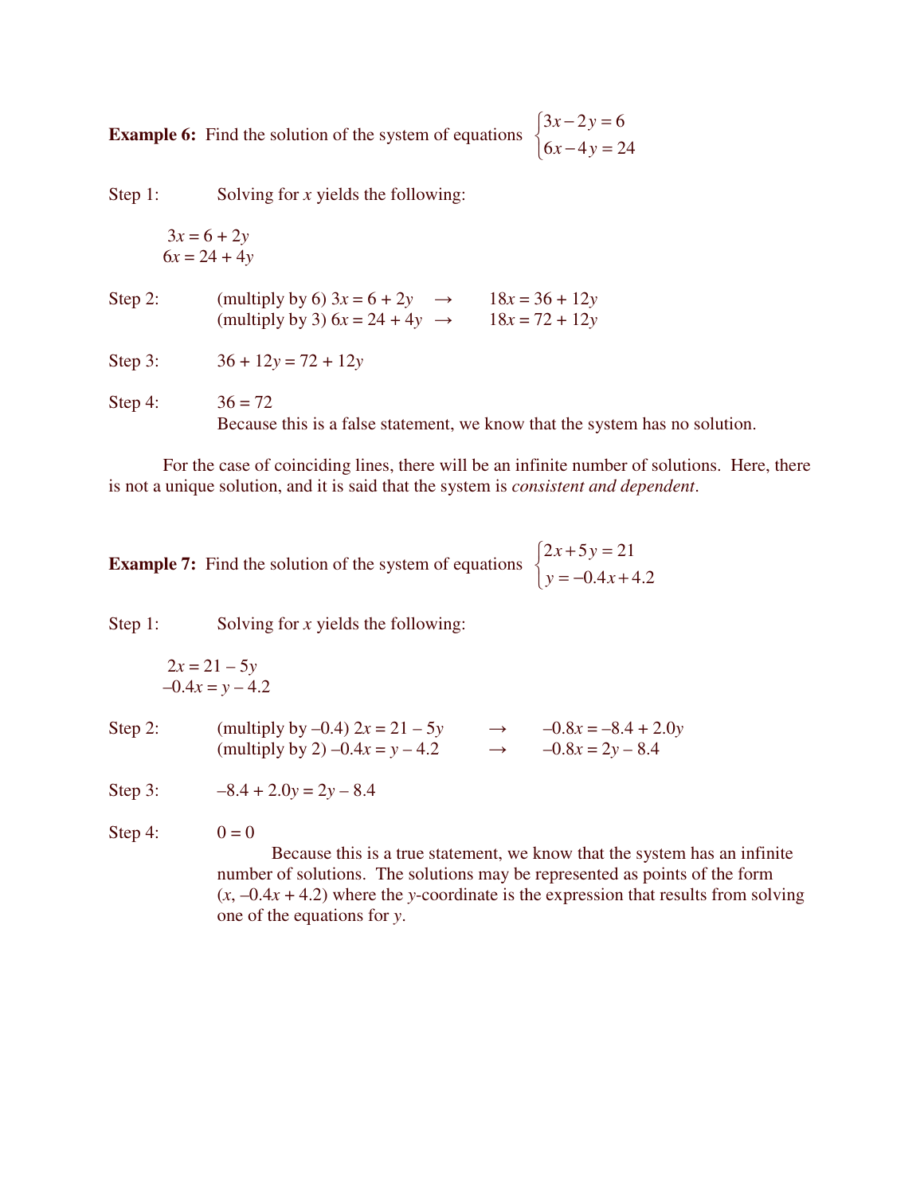**Example 6:** Find the solution of the system of equations $\begin{cases} 3x - 2y = 6 \\ 6x - 4y = 24 \end{cases}$

Step 1: Solving for $x$ yields the following:

$3x = 6 + 2y$
$6x = 24 + 4y$

Step 2: (multiply by 6) $3x = 6 + 2y \rightarrow 18x = 36 + 12y$
(multiply by 3) $6x = 24 + 4y \rightarrow 18x = 72 + 12y$

Step 3: $36 + 12y = 72 + 12y$

Step 4: $36 = 72$
Because this is a false statement, we know that the system has no solution.

For the case of coinciding lines, there will be an infinite number of solutions. Here, there is not a unique solution, and it is said that the system is *consistent and dependent*.

**Example 7:** Find the solution of the system of equations $\begin{cases} 2x + 5y = 21 \\ y = -0.4x + 4.2 \end{cases}$

Step 1: Solving for $x$ yields the following:

$2x = 21 - 5y$
$-0.4x = y - 4.2$

Step 2: (multiply by $-0.4$) $2x = 21 - 5y \rightarrow -0.8x = -8.4 + 2.0y$
(multiply by 2) $-0.4x = y - 4.2 \rightarrow -0.8x = 2y - 8.4$

Step 3: $-8.4 + 2.0y = 2y - 8.4$

Step 4: $0 = 0$
Because this is a true statement, we know that the system has an infinite number of solutions. The solutions may be represented as points of the form $(x, -0.4x + 4.2)$ where the $y$-coordinate is the expression that results from solving one of the equations for $y$.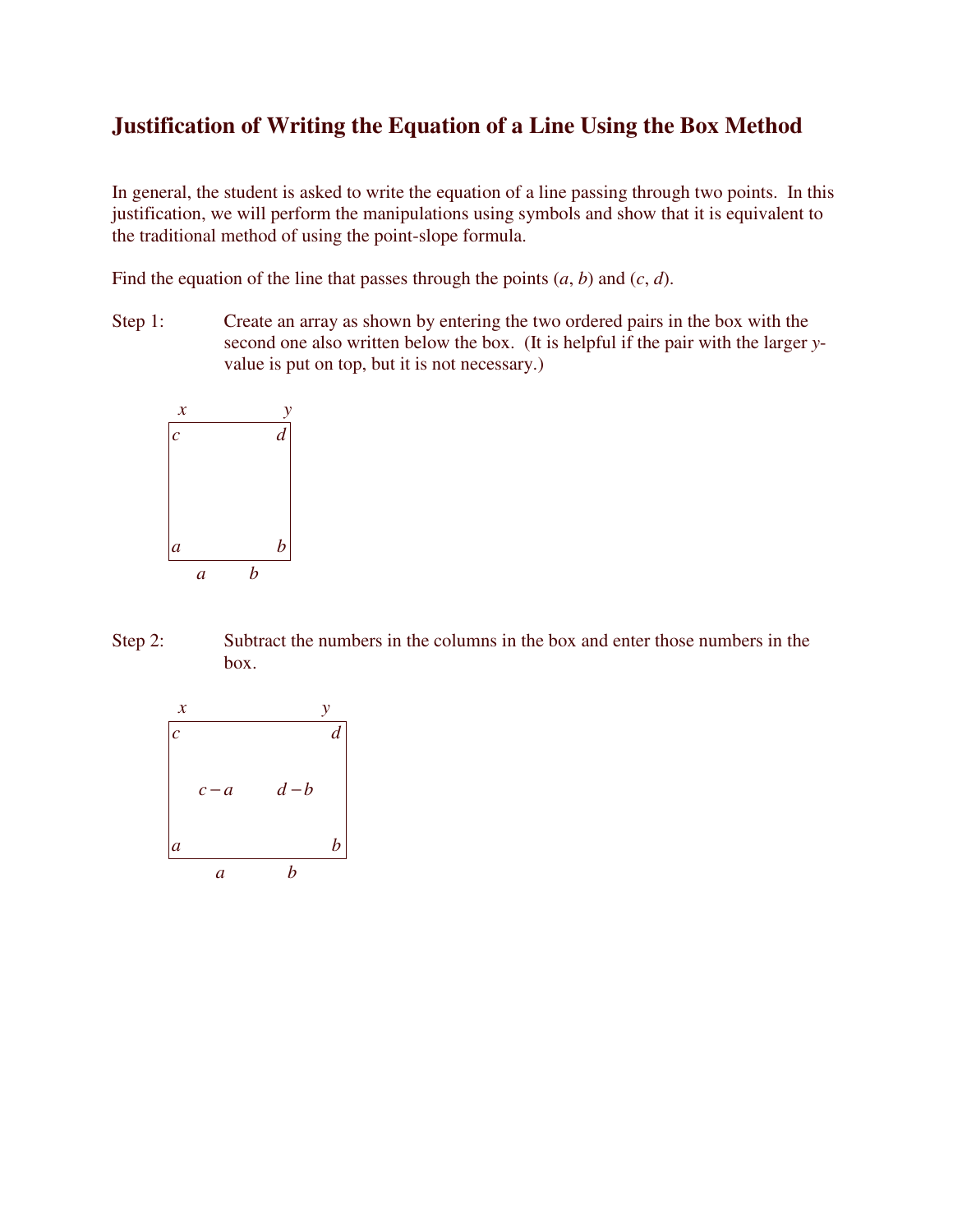# Justification of Writing the Equation of a Line Using the Box Method

In general, the student is asked to write the equation of a line passing through two points. In this justification, we will perform the manipulations using symbols and show that it is equivalent to the traditional method of using the point-slope formula.

Find the equation of the line that passes through the points ($a$, $b$) and ($c$, $d$).

Step 1: Create an array as shown by entering the two ordered pairs in the box with the second one also written below the box. (It is helpful if the pair with the larger $y$-value is put on top, but it is not necessary.)

| $x$ | $y$ |
| --- | --- |
| $c$ | $d$ |
| $a$ | $b$ |
| $a$ | $b$ |

Step 2: Subtract the numbers in the columns in the box and enter those numbers in the box.

| $x$ | $y$ |
| --- | --- |
| $c$ | $d$ |
| $c-a$ | $d-b$ |
| $a$ | $b$ |
| $a$ | $b$ |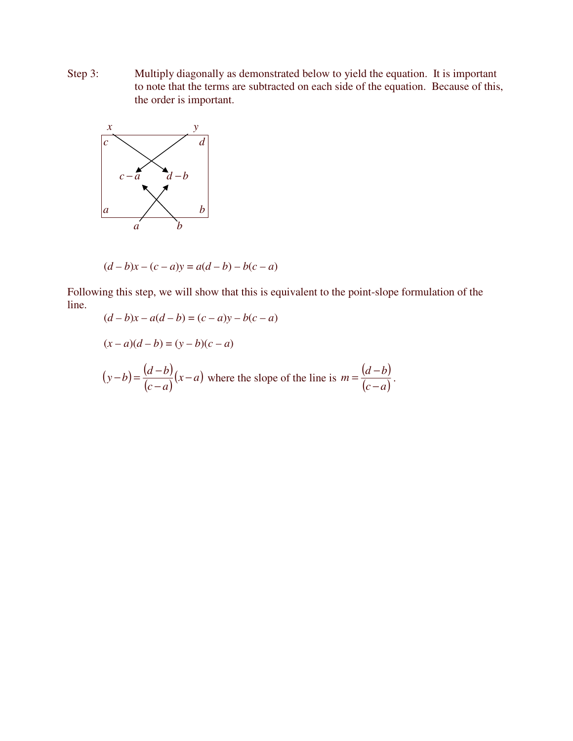Step 3: Multiply diagonally as demonstrated below to yield the equation. It is important to note that the terms are subtracted on each side of the equation. Because of this, the order is important.

$x$ $y$

$c$ $d$

$c-a$ $d-b$

$a$ $b$

$a$ $b$

$$(d-b)x-(c-a)y=a(d-b)-b(c-a)$$

Following this step, we will show that this is equivalent to the point-slope formulation of the line.

$$(d-b)x-a(d-b)=(c-a)y-b(c-a)$$

$$(x-a)(d-b)=(y-b)(c-a)$$

$$(y-b)=\frac{(d-b)}{(c-a)}(x-a)$$ where the slope of the line is $m=\frac{(d-b)}{(c-a)}$.